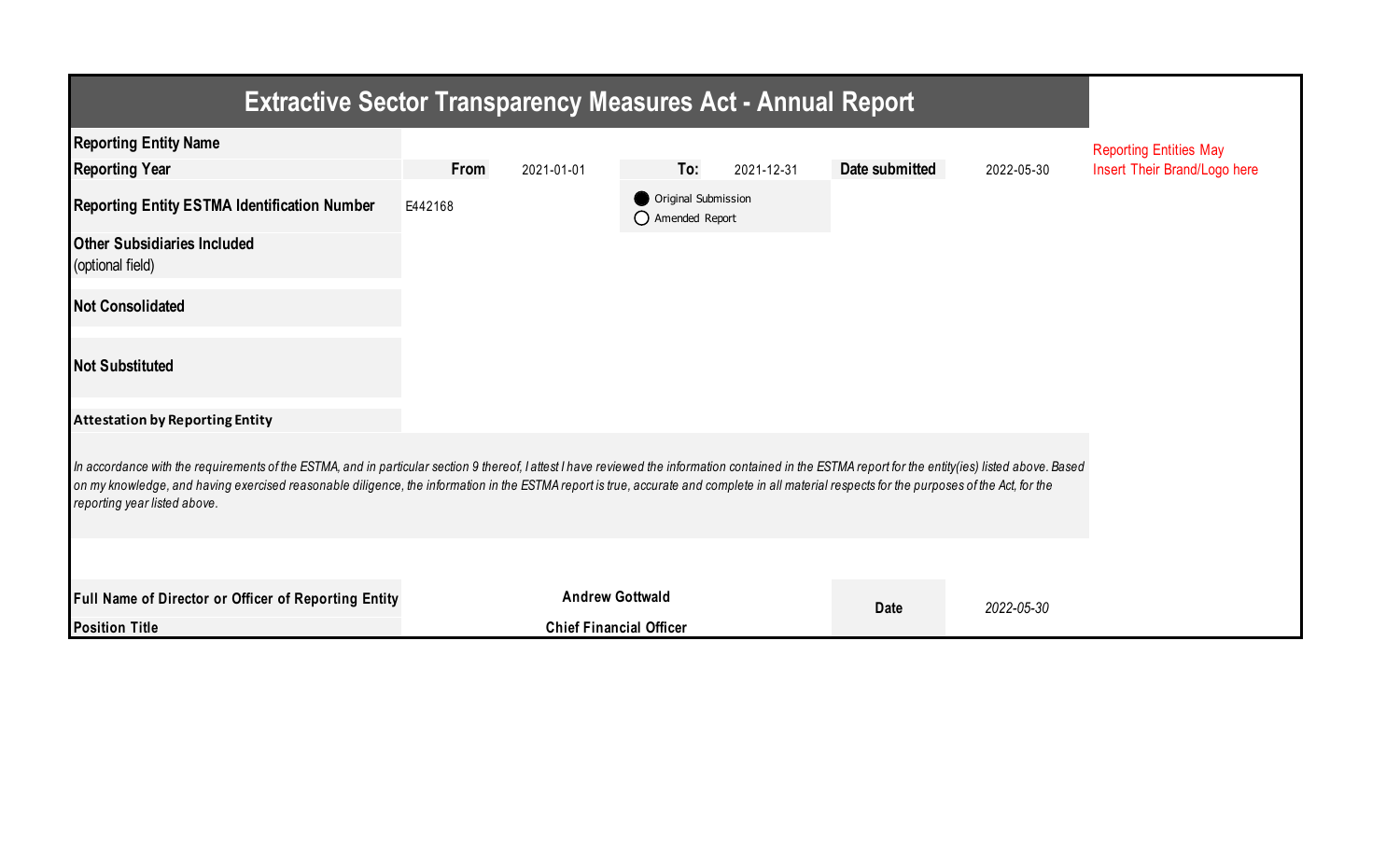# Extractive Sector Transparency Measures Act - Annual Report

| | | | | | | |
|---|---|---|---|---|---|---|
| **Reporting Entity Name** | | | | | | |
| **Reporting Year** | **From** | 2021-01-01 | **To:** | 2021-12-31 | **Date submitted** | 2022-05-30 |
| **Reporting Entity ESTMA Identification Number** | E442168 | | ● Original Submission<br>○ Amended Report | | | |
| **Other Subsidiaries Included** (optional field) | | | | | | |
| **Not Consolidated** | | | | | | |
| **Not Substituted** | | | | | | |

Reporting Entities May Insert Their Brand/Logo here

**Attestation by Reporting Entity**

*In accordance with the requirements of the ESTMA, and in particular section 9 thereof, I attest I have reviewed the information contained in the ESTMA report for the entity(ies) listed above. Based on my knowledge, and having exercised reasonable diligence, the information in the ESTMA report is true, accurate and complete in all material respects for the purposes of the Act, for the reporting year listed above.*

| | | | |
|---|---|---|---|
| **Full Name of Director or Officer of Reporting Entity** | **Andrew Gottwald** | **Date** | *2022-05-30* |
| **Position Title** | **Chief Financial Officer** | | |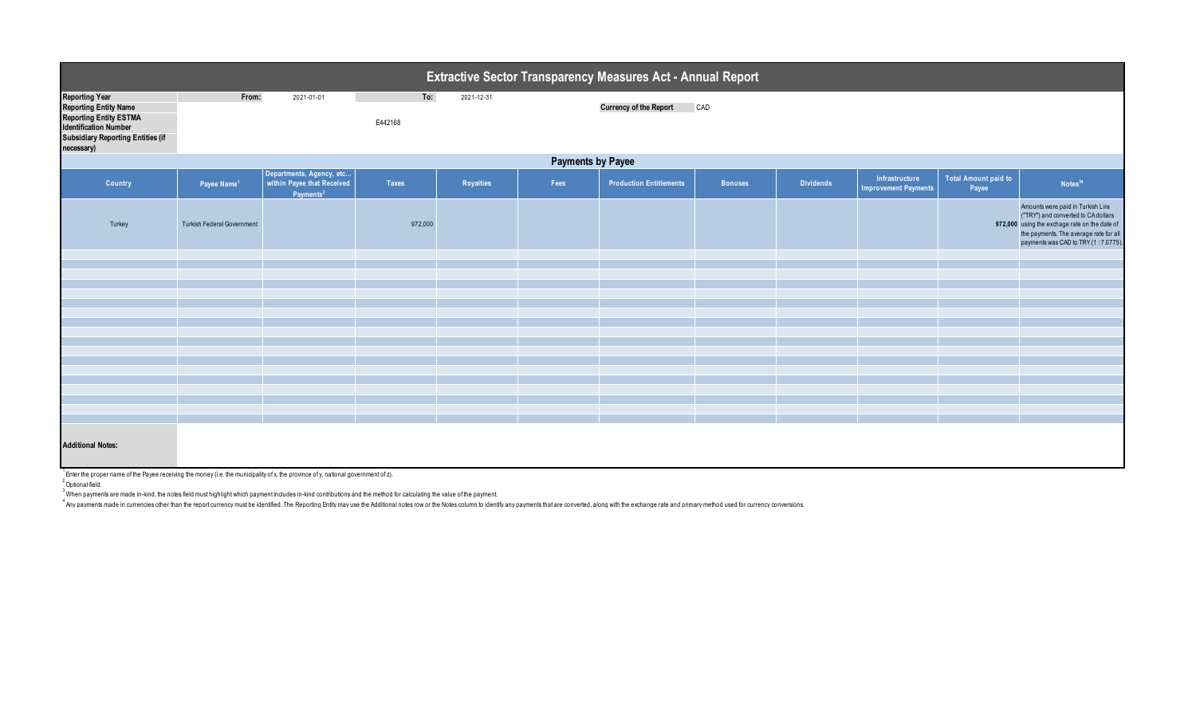# Extractive Sector Transparency Measures Act - Annual Report

| | | | | |
|---|---|---|---|---|
| **Reporting Year** | From: | 2021-01-01 | To: | 2021-12-31 |
| **Reporting Entity Name** | | | | |
| **Reporting Entity ESTMA Identification Number** | | E442168 | | |
| **Subsidiary Reporting Entities (if necessary)** | | | | |

**Currency of the Report** CAD

## Payments by Payee

| Country | Payee Name[1] | Departments, Agency, etc... within Payee that Received Payments[2] | Taxes | Royalties | Fees | Production Entitlements | Bonuses | Dividends | Infrastructure Improvement Payments | Total Amount paid to Payee | Notes[34] |
|---|---|---|---|---|---|---|---|---|---|---|---|
| Turkey | Turkish Federal Government | | 972,000 | | | | | | | 972,000 | Amounts were paid in Turkish Lira ("TRY") and converted to CA dollars using the exchange rate on the date of the payments. The average rate for all payments was CAD to TRY (1 : 7.0775). |

**Additional Notes:**

[1] Enter the proper name of the Payee receiving the money (i.e. the municipality of x, the province of y, national government of z).

[2] Optional field.

[3] When payments are made in-kind, the notes field must highlight which payment includes in-kind contributions and the method for calculating the value of the payment.

[4] Any payments made in currencies other than the report currency must be identified. The Reporting Entity may use the Additional notes row or the Notes column to identify any payments that are converted, along with the exchange rate and primary method used for currency conversions.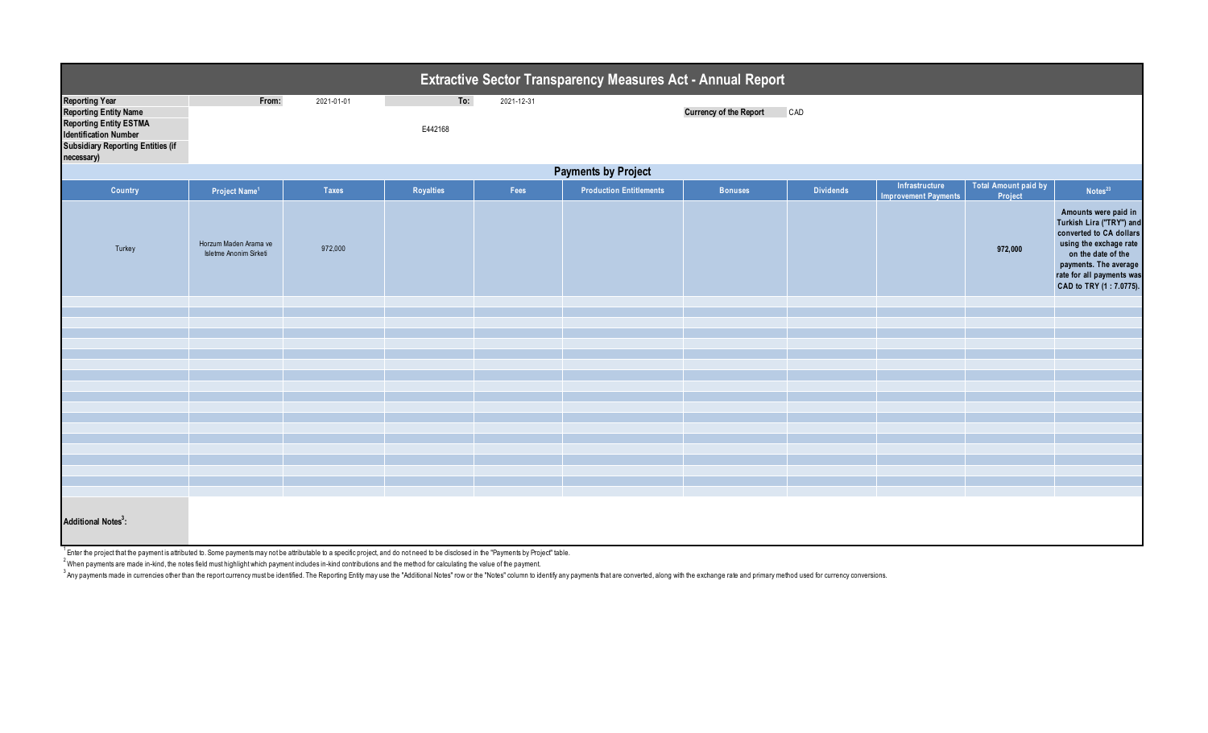# Extractive Sector Transparency Measures Act - Annual Report

| | | | | | |
|---|---|---|---|---|---|
| **Reporting Year** | **From:** | 2021-01-01 | **To:** | 2021-12-31 | |
| **Reporting Entity Name** | | | | **Currency of the Report** | CAD |
| **Reporting Entity ESTMA Identification Number** | | E442168 | | | |
| **Subsidiary Reporting Entities (if necessary)** | | | | | |

## Payments by Project

| Country | Project Name[1] | Taxes | Royalties | Fees | Production Entitlements | Bonuses | Dividends | Infrastructure Improvement Payments | Total Amount paid by Project | Notes[23] |
|---|---|---|---|---|---|---|---|---|---|---|
| Turkey | Horzum Maden Arama ve Isletme Anonim Sirketi | 972,000 | | | | | | | **972,000** | **Amounts were paid in Turkish Lira ("TRY") and converted to CA dollars using the exchage rate on the date of the payments. The average rate for all payments was CAD to TRY (1 : 7.0775).** |

**Additional Notes[3]:**

[1] Enter the project that the payment is attributed to. Some payments may not be attributable to a specific project, and do not need to be disclosed in the "Payments by Project" table.

[2] When payments are made in-kind, the notes field must highlight which payment includes in-kind contributions and the method for calculating the value of the payment.

[3] Any payments made in currencies other than the report currency must be identified. The Reporting Entity may use the "Additional Notes" row or the "Notes" column to identify any payments that are converted, along with the exchange rate and primary method used for currency conversions.